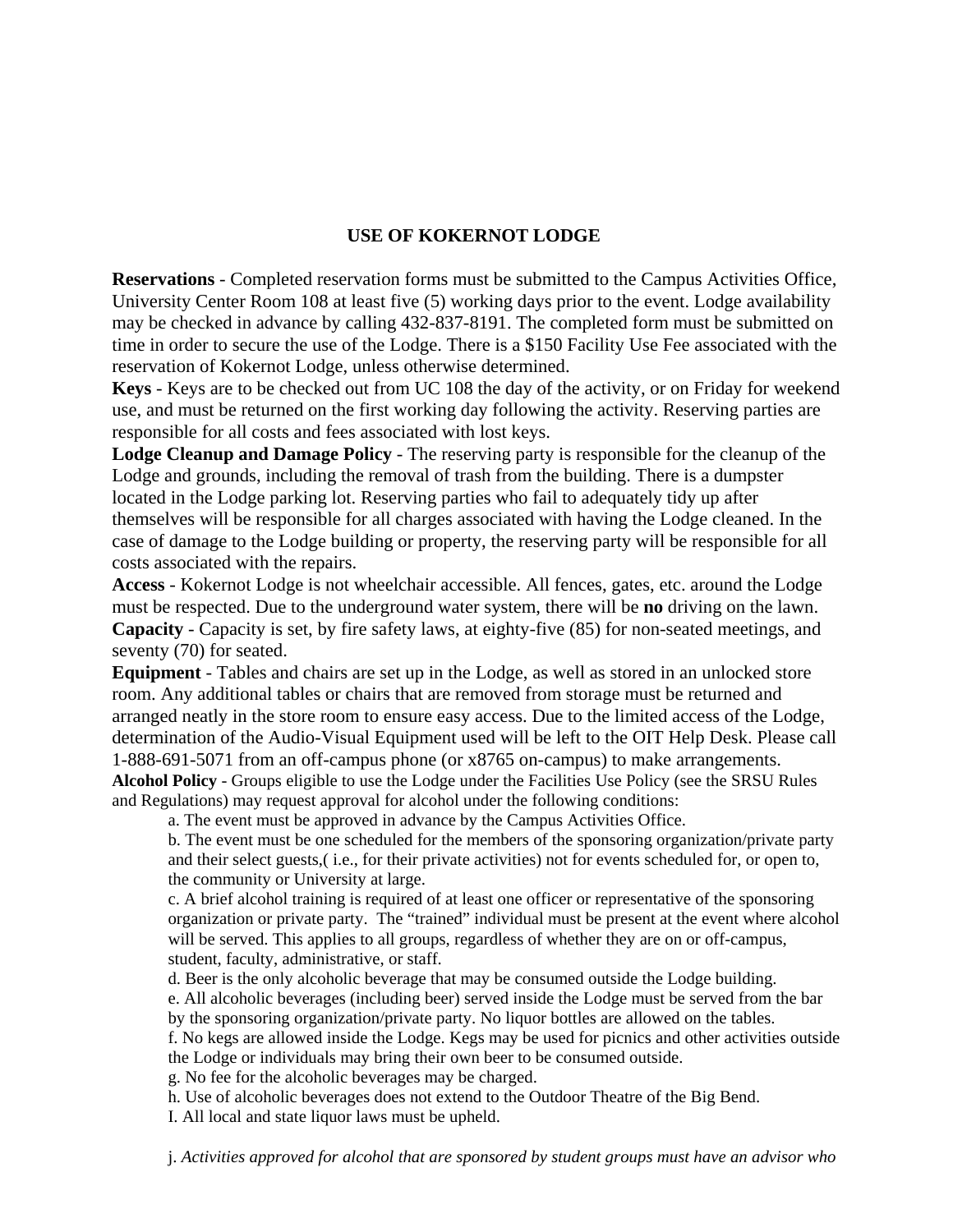# USE OF KOKERNOT LODGE

**Reservations** - Completed reservation forms must be submitted to the Campus Activities Office, University Center Room 108 at least five (5) working days prior to the event. Lodge availability may be checked in advance by calling 432-837-8191. The completed form must be submitted on time in order to secure the use of the Lodge. There is a $150 Facility Use Fee associated with the reservation of Kokernot Lodge, unless otherwise determined.

**Keys** - Keys are to be checked out from UC 108 the day of the activity, or on Friday for weekend use, and must be returned on the first working day following the activity. Reserving parties are responsible for all costs and fees associated with lost keys.

**Lodge Cleanup and Damage Policy** - The reserving party is responsible for the cleanup of the Lodge and grounds, including the removal of trash from the building. There is a dumpster located in the Lodge parking lot. Reserving parties who fail to adequately tidy up after themselves will be responsible for all charges associated with having the Lodge cleaned. In the case of damage to the Lodge building or property, the reserving party will be responsible for all costs associated with the repairs.

**Access** - Kokernot Lodge is not wheelchair accessible. All fences, gates, etc. around the Lodge must be respected. Due to the underground water system, there will be **no** driving on the lawn.

**Capacity** - Capacity is set, by fire safety laws, at eighty-five (85) for non-seated meetings, and seventy (70) for seated.

**Equipment** - Tables and chairs are set up in the Lodge, as well as stored in an unlocked store room. Any additional tables or chairs that are removed from storage must be returned and arranged neatly in the store room to ensure easy access. Due to the limited access of the Lodge, determination of the Audio-Visual Equipment used will be left to the OIT Help Desk. Please call 1-888-691-5071 from an off-campus phone (or x8765 on-campus) to make arrangements.

**Alcohol Policy** - Groups eligible to use the Lodge under the Facilities Use Policy (see the SRSU Rules and Regulations) may request approval for alcohol under the following conditions:

a. The event must be approved in advance by the Campus Activities Office.

b. The event must be one scheduled for the members of the sponsoring organization/private party and their select guests,( i.e., for their private activities) not for events scheduled for, or open to, the community or University at large.

c. A brief alcohol training is required of at least one officer or representative of the sponsoring organization or private party. The "trained" individual must be present at the event where alcohol will be served. This applies to all groups, regardless of whether they are on or off-campus, student, faculty, administrative, or staff.

d. Beer is the only alcoholic beverage that may be consumed outside the Lodge building.

e. All alcoholic beverages (including beer) served inside the Lodge must be served from the bar by the sponsoring organization/private party. No liquor bottles are allowed on the tables.

f. No kegs are allowed inside the Lodge. Kegs may be used for picnics and other activities outside the Lodge or individuals may bring their own beer to be consumed outside.

g. No fee for the alcoholic beverages may be charged.

h. Use of alcoholic beverages does not extend to the Outdoor Theatre of the Big Bend.

I. All local and state liquor laws must be upheld.

j. *Activities approved for alcohol that are sponsored by student groups must have an advisor who*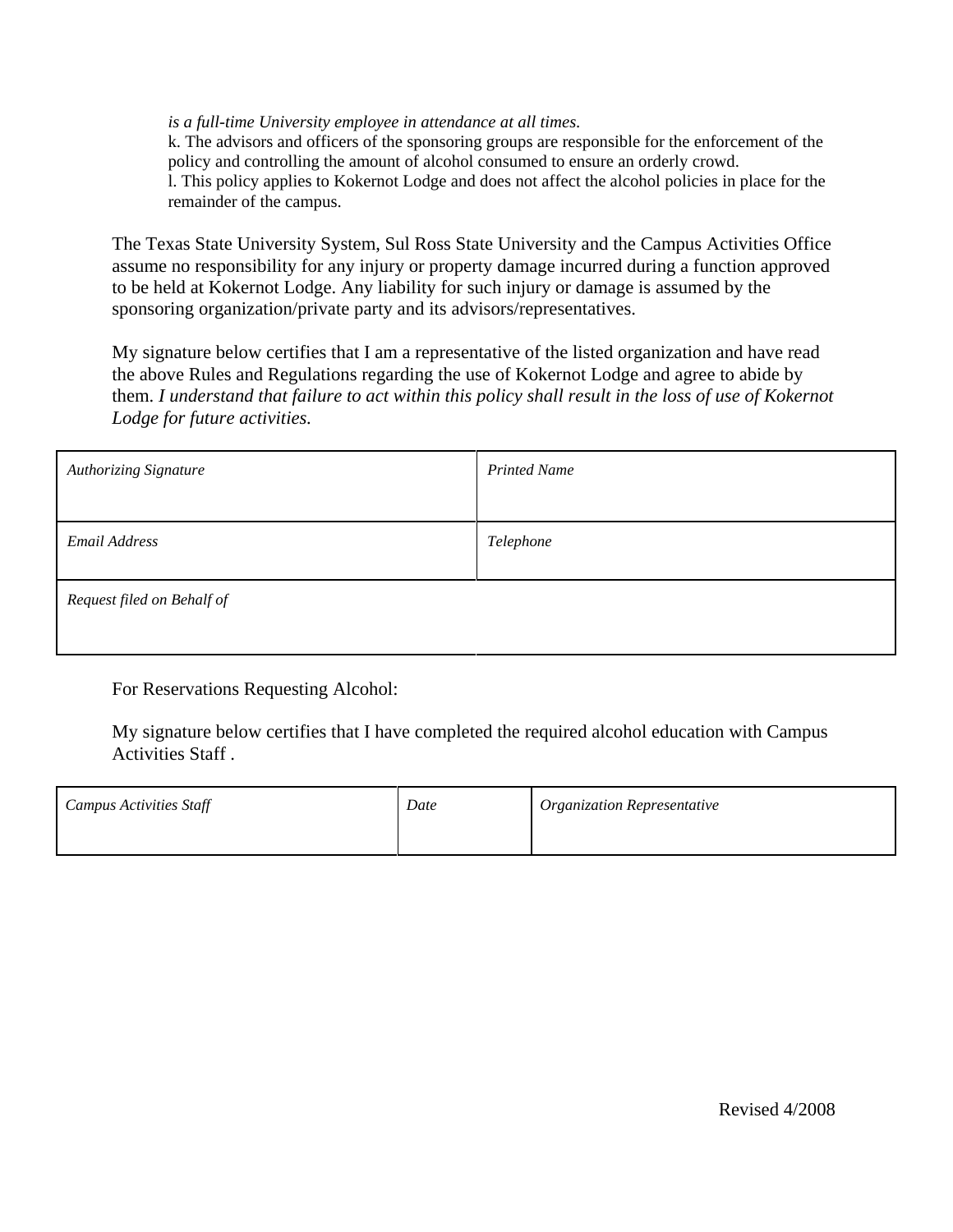*is a full-time University employee in attendance at all times.*

k. The advisors and officers of the sponsoring groups are responsible for the enforcement of the policy and controlling the amount of alcohol consumed to ensure an orderly crowd.

l. This policy applies to Kokernot Lodge and does not affect the alcohol policies in place for the remainder of the campus.

The Texas State University System, Sul Ross State University and the Campus Activities Office assume no responsibility for any injury or property damage incurred during a function approved to be held at Kokernot Lodge. Any liability for such injury or damage is assumed by the sponsoring organization/private party and its advisors/representatives.

My signature below certifies that I am a representative of the listed organization and have read the above Rules and Regulations regarding the use of Kokernot Lodge and agree to abide by them. *I understand that failure to act within this policy shall result in the loss of use of Kokernot Lodge for future activities.*

| | |
|---|---|
| *Authorizing Signature* | *Printed Name* |
| *Email Address* | *Telephone* |
| *Request filed on Behalf of* | |

For Reservations Requesting Alcohol:

My signature below certifies that I have completed the required alcohol education with Campus Activities Staff .

| | | |
|---|---|---|
| *Campus Activities Staff* | *Date* | *Organization Representative* |

Revised 4/2008